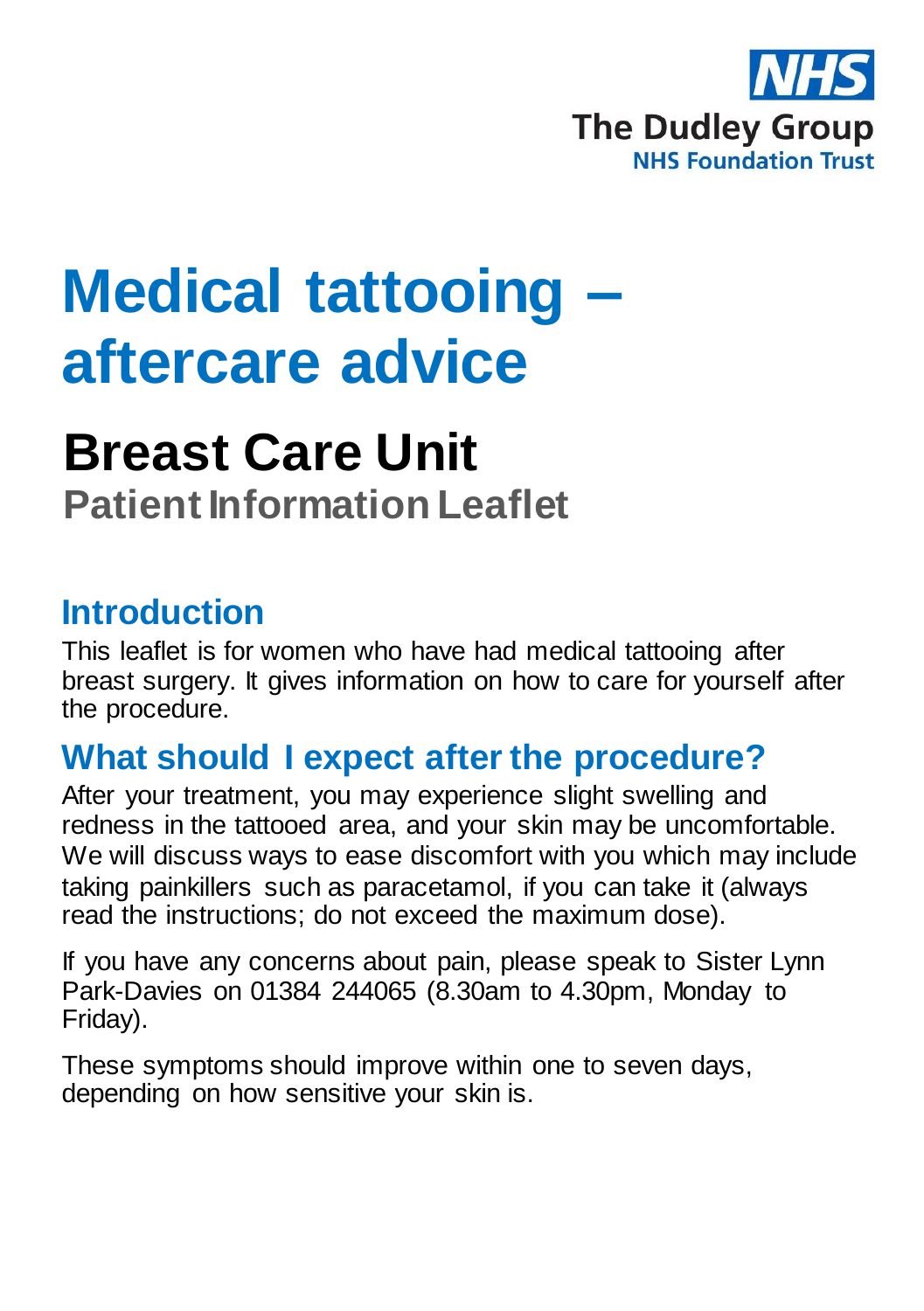NHS

The Dudley Group
NHS Foundation Trust

# Medical tattooing – aftercare advice

## Breast Care Unit

### Patient Information Leaflet

## Introduction

This leaflet is for women who have had medical tattooing after breast surgery. It gives information on how to care for yourself after the procedure.

## What should I expect after the procedure?

After your treatment, you may experience slight swelling and redness in the tattooed area, and your skin may be uncomfortable. We will discuss ways to ease discomfort with you which may include taking painkillers such as paracetamol, if you can take it (always read the instructions; do not exceed the maximum dose).

If you have any concerns about pain, please speak to Sister Lynn Park-Davies on 01384 244065 (8.30am to 4.30pm, Monday to Friday).

These symptoms should improve within one to seven days, depending on how sensitive your skin is.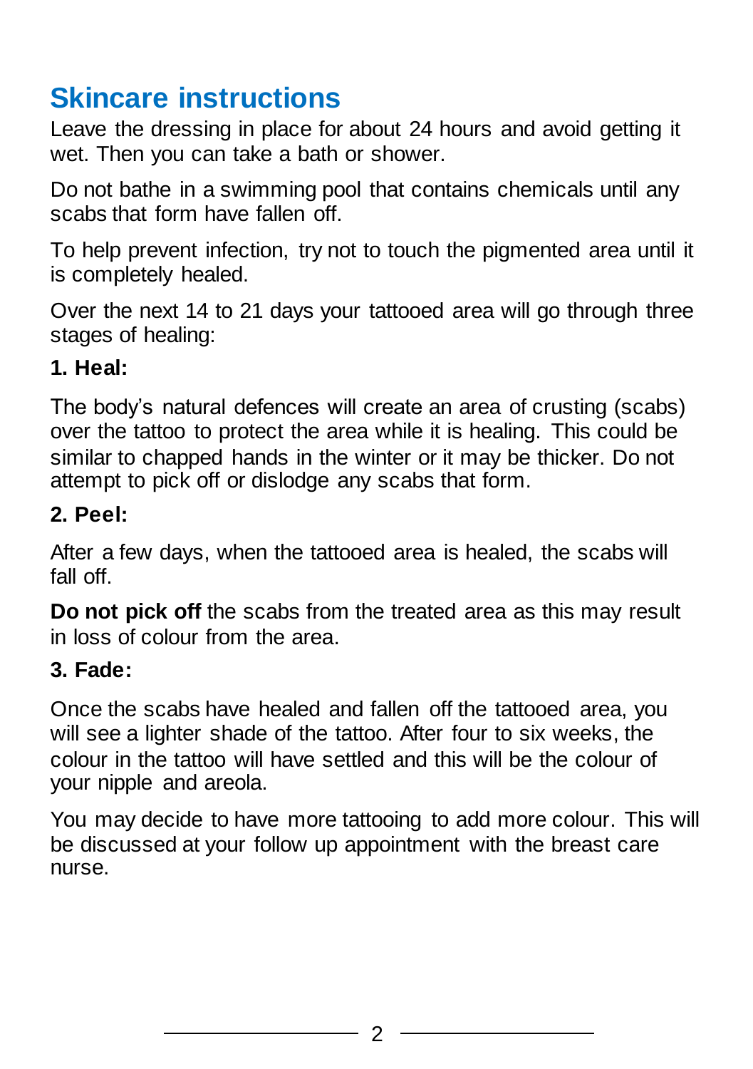## Skincare instructions

Leave the dressing in place for about 24 hours and avoid getting it wet. Then you can take a bath or shower.

Do not bathe in a swimming pool that contains chemicals until any scabs that form have fallen off.

To help prevent infection, try not to touch the pigmented area until it is completely healed.

Over the next 14 to 21 days your tattooed area will go through three stages of healing:

**1. Heal:**

The body's natural defences will create an area of crusting (scabs) over the tattoo to protect the area while it is healing. This could be similar to chapped hands in the winter or it may be thicker. Do not attempt to pick off or dislodge any scabs that form.

**2. Peel:**

After a few days, when the tattooed area is healed, the scabs will fall off.

**Do not pick off** the scabs from the treated area as this may result in loss of colour from the area.

**3. Fade:**

Once the scabs have healed and fallen off the tattooed area, you will see a lighter shade of the tattoo. After four to six weeks, the colour in the tattoo will have settled and this will be the colour of your nipple and areola.

You may decide to have more tattooing to add more colour. This will be discussed at your follow up appointment with the breast care nurse.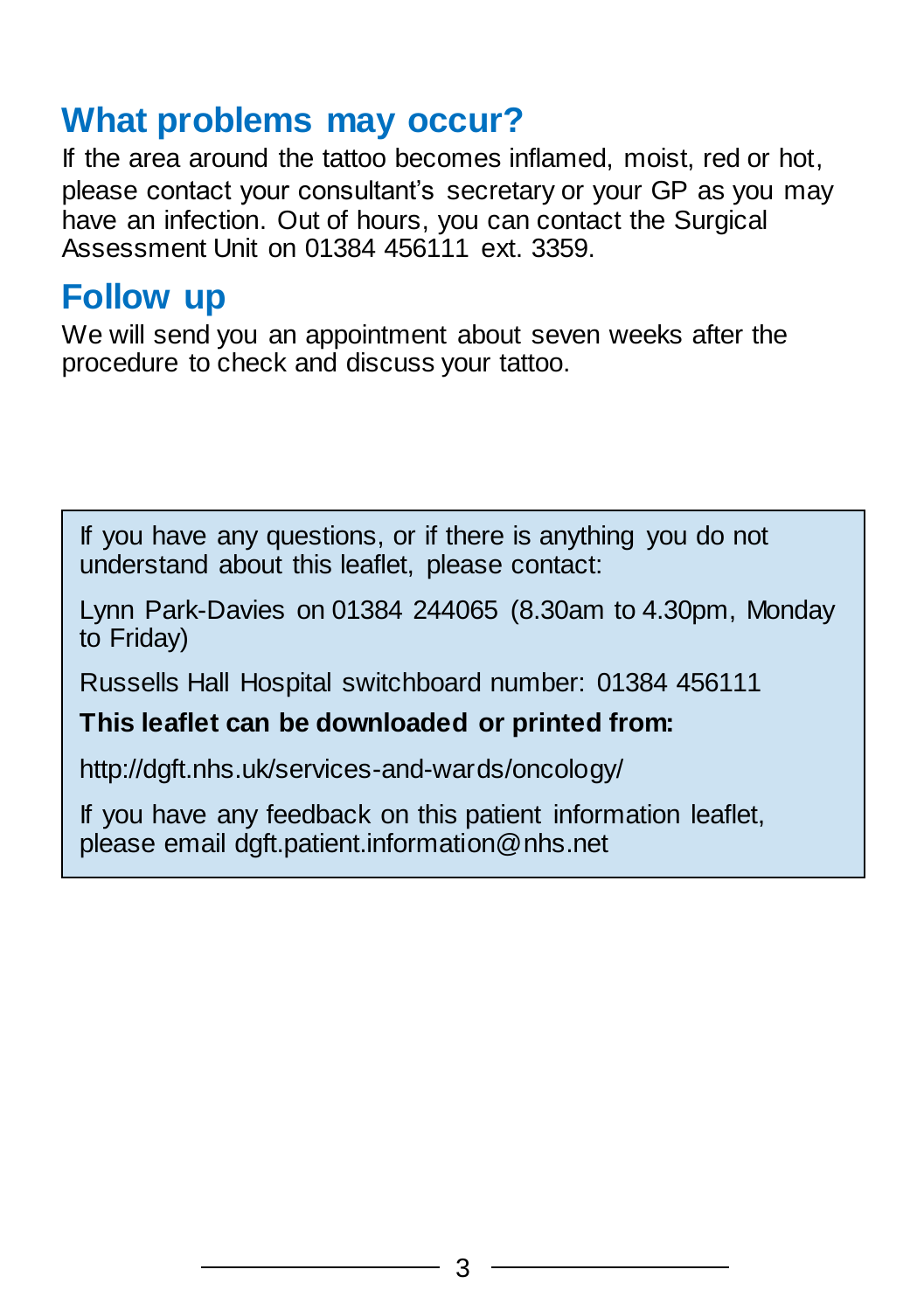## What problems may occur?

If the area around the tattoo becomes inflamed, moist, red or hot, please contact your consultant's secretary or your GP as you may have an infection. Out of hours, you can contact the Surgical Assessment Unit on 01384 456111 ext. 3359.

## Follow up

We will send you an appointment about seven weeks after the procedure to check and discuss your tattoo.

If you have any questions, or if there is anything you do not understand about this leaflet, please contact:

Lynn Park-Davies on 01384 244065 (8.30am to 4.30pm, Monday to Friday)

Russells Hall Hospital switchboard number: 01384 456111

**This leaflet can be downloaded or printed from:**

http://dgft.nhs.uk/services-and-wards/oncology/

If you have any feedback on this patient information leaflet, please email dgft.patient.information@nhs.net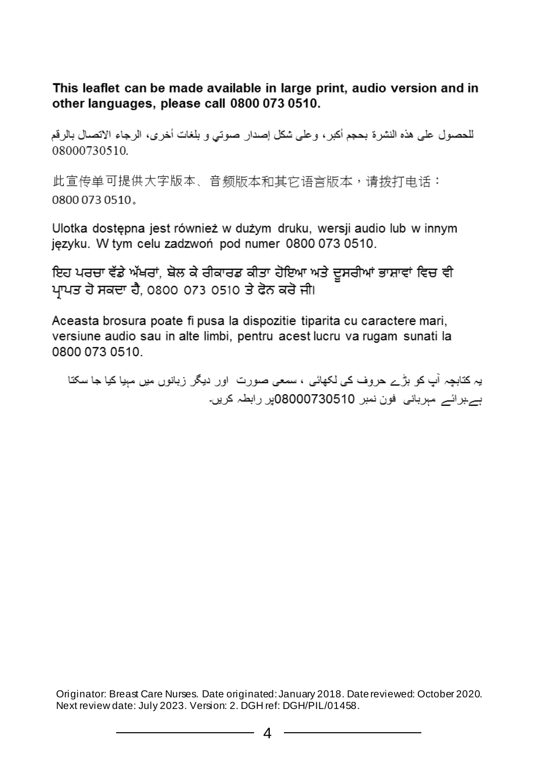**This leaflet can be made available in large print, audio version and in other languages, please call 0800 073 0510.**

للحصول على هذه النشرة بحجم أكبر، وعلى شكل إصدار صوتي و بلغات أخرى، الرجاء الاتصال بالرقم 08000730510.

此宣传单可提供大字版本、音频版本和其它语言版本，请拨打电话：0800 073 0510。

Ulotka dostępna jest również w dużym druku, wersji audio lub w innym języku. W tym celu zadzwoń pod numer 0800 073 0510.

ਇਹ ਪਰਚਾ ਵੱਡੇ ਅੱਖਰਾਂ, ਬੋਲ ਕੇ ਰੀਕਾਰਡ ਕੀਤਾ ਹੋਇਆ ਅਤੇ ਦੂਸਰੀਆਂ ਭਾਸ਼ਾਵਾਂ ਵਿਚ ਵੀ ਪ੍ਰਾਪਤ ਹੋ ਸਕਦਾ ਹੈ, 0800 073 0510 ਤੇ ਫੋਨ ਕਰੋ ਜੀ।

Aceasta brosura poate fi pusa la dispozitie tiparita cu caractere mari, versiune audio sau in alte limbi, pentru acest lucru va rugam sunati la 0800 073 0510.

یہ کتابچہ آپ کو بڑے حروف کی لکھائی ، سمعی صورت اور دیگر زبانوں میں مہیا کیا جا سکتا ہے۔برائے مہربانی فون نمبر 08000730510پر رابطہ کریں۔

Originator: Breast Care Nurses. Date originated: January 2018. Date reviewed: October 2020. Next review date: July 2023. Version: 2. DGH ref: DGH/PIL/01458.